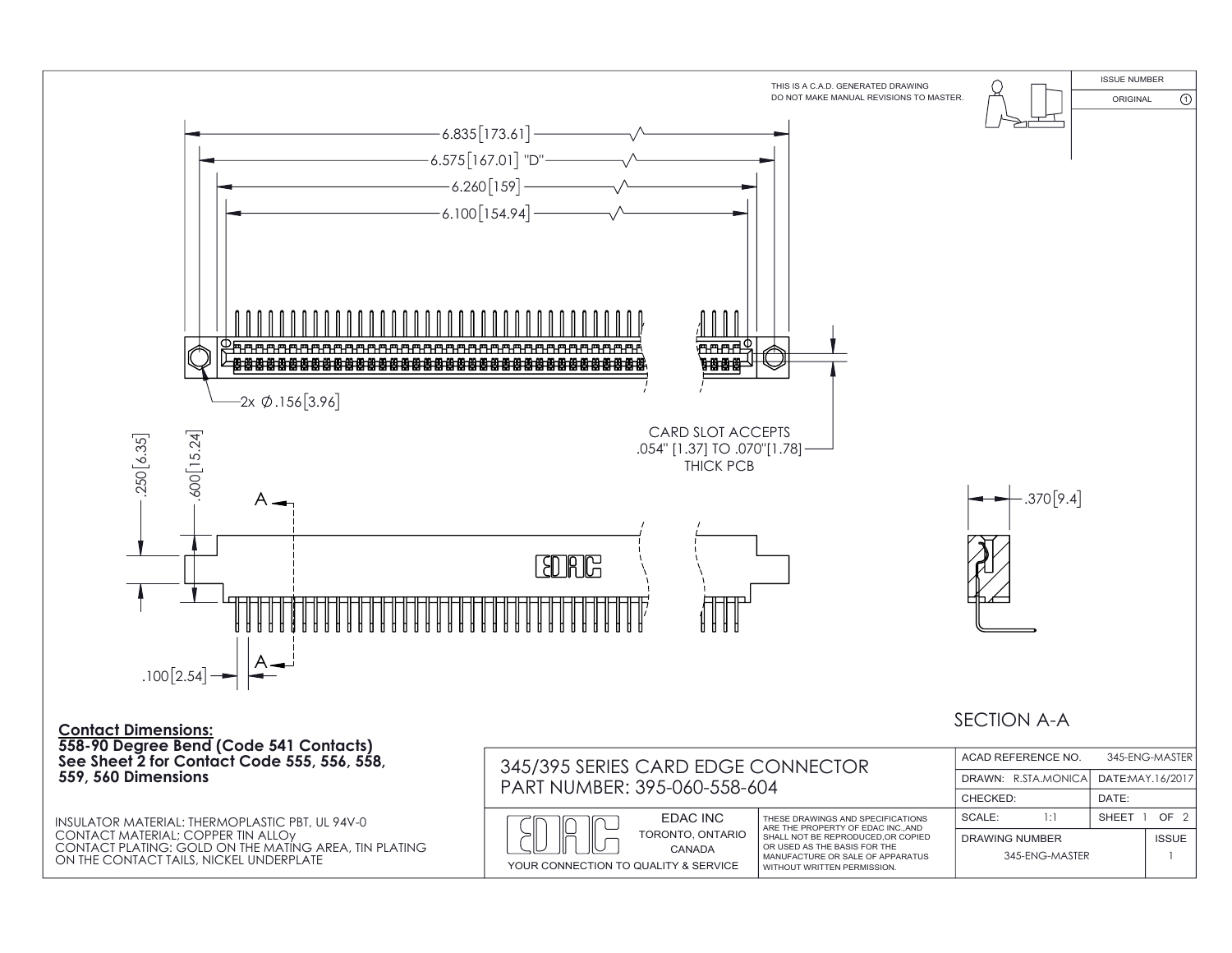THIS IS A C.A.D. GENERATED DRAWING
DO NOT MAKE MANUAL REVISIONS TO MASTER.

| ISSUE NUMBER | |
|---|---|
| ORIGINAL | 1 |

6.835[173.61]

6.575[167.01] "D"

6.260[159]

6.100[154.94]

2x Ø.156[3.96]

CARD SLOT ACCEPTS
.054" [1.37] TO .070"[1.78]
THICK PCB

.250[6.35]

.600[15.24]

.100[2.54]

A

A

EDAC

.370[9.4]

SECTION A-A

**Contact Dimensions:**
**558-90 Degree Bend (Code 541 Contacts)**
**See Sheet 2 for Contact Code 555, 556, 558, 559, 560 Dimensions**

INSULATOR MATERIAL: THERMOPLASTIC PBT, UL 94V-0
CONTACT MATERIAL; COPPER TIN ALLOy
CONTACT PLATING: GOLD ON THE MATING AREA, TIN PLATING ON THE CONTACT TAILS, NICKEL UNDERPLATE

345/395 SERIES CARD EDGE CONNECTOR
PART NUMBER: 395-060-558-604

EDAC INC
TORONTO, ONTARIO
CANADA
YOUR CONNECTION TO QUALITY & SERVICE

THESE DRAWINGS AND SPECIFICATIONS ARE THE PROPERTY OF EDAC INC.,AND SHALL NOT BE REPRODUCED,OR COPIED OR USED AS THE BASIS FOR THE MANUFACTURE OR SALE OF APPARATUS WITHOUT WRITTEN PERMISSION.

| ACAD REFERENCE NO. | 345-ENG-MASTER |
|---|---|
| DRAWN: R.STA.MONICA | DATE:MAY.16/2017 |
| CHECKED: | DATE: |
| SCALE: 1:1 | SHEET 1 OF 2 |
| DRAWING NUMBER: 345-ENG-MASTER | ISSUE: 1 |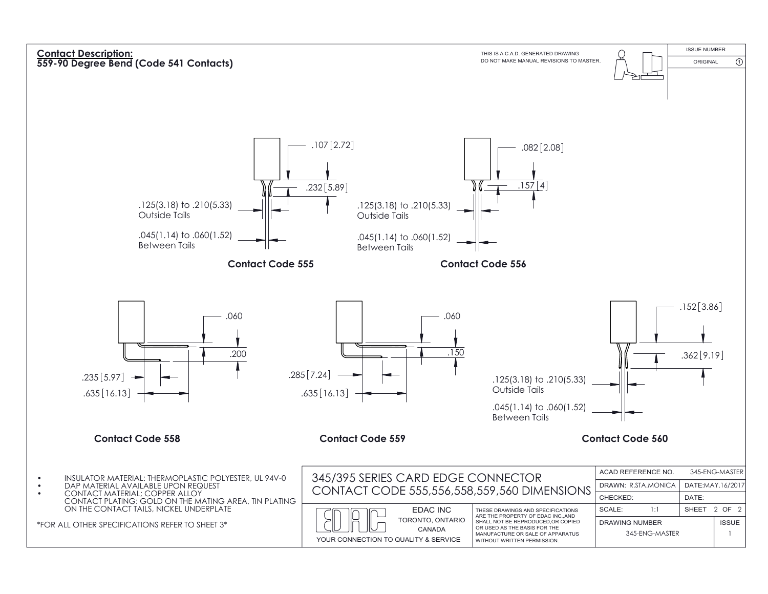**Contact Description:**
**559-90 Degree Bend (Code 541 Contacts)**

THIS IS A C.A.D. GENERATED DRAWING
DO NOT MAKE MANUAL REVISIONS TO MASTER.

| ISSUE NUMBER | |
|---|---|
| ORIGINAL | 1 |

.107 [2.72]
.232 [5.89]
.125(3.18) to .210(5.33)
Outside Tails
.045(1.14) to .060(1.52)
Between Tails

**Contact Code 555**

.082 [2.08]
.157 [4]
.125(3.18) to .210(5.33)
Outside Tails
.045(1.14) to .060(1.52)
Between Tails

**Contact Code 556**

.060
.200
.235 [5.97]
.635 [16.13]

**Contact Code 558**

.060
.150
.285 [7.24]
.635 [16.13]

**Contact Code 559**

.152 [3.86]
.362 [9.19]
.125(3.18) to .210(5.33)
Outside Tails
.045(1.14) to .060(1.52)
Between Tails

**Contact Code 560**

- INSULATOR MATERIAL: THERMOPLASTIC POLYESTER, UL 94V-0
- DAP MATERIAL AVAILABLE UPON REQUEST
- CONTACT MATERIAL; COPPER ALLOY
  CONTACT PLATING: GOLD ON THE MATING AREA, TIN PLATING ON THE CONTACT TAILS, NICKEL UNDERPLATE

*FOR ALL OTHER SPECIFICATIONS REFER TO SHEET 3*

345/395 SERIES CARD EDGE CONNECTOR
CONTACT CODE 555,556,558,559,560 DIMENSIONS

EDAC INC
TORONTO, ONTARIO
CANADA
YOUR CONNECTION TO QUALITY & SERVICE

THESE DRAWINGS AND SPECIFICATIONS ARE THE PROPERTY OF EDAC INC.,AND SHALL NOT BE REPRODUCED,OR COPIED OR USED AS THE BASIS FOR THE MANUFACTURE OR SALE OF APPARATUS WITHOUT WRITTEN PERMISSION.

| | | | |
|---|---|---|---|
| ACAD REFERENCE NO. | | 345-ENG-MASTER | |
| DRAWN: R.STA.MONICA | | DATE:MAY.16/2017 | |
| CHECKED: | | DATE: | |
| SCALE: | 1:1 | SHEET 2 OF 2 | |
| DRAWING NUMBER | 345-ENG-MASTER | | ISSUE 1 |